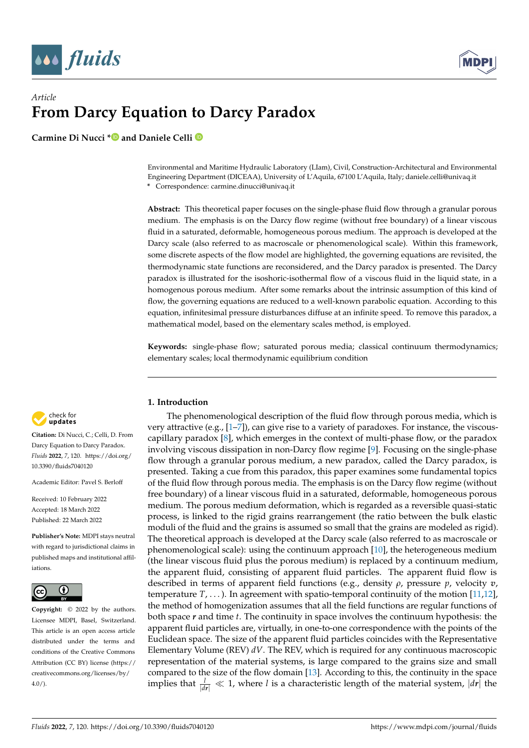Article

# From Darcy Equation to Darcy Paradox

**Carmine Di Nucci * and Daniele Celli**

Environmental and Maritime Hydraulic Laboratory (LIam), Civil, Construction-Architectural and Environmental Engineering Department (DICEAA), University of L'Aquila, 67100 L'Aquila, Italy; daniele.celli@univaq.it
* Correspondence: carmine.dinucci@univaq.it

**Abstract:** This theoretical paper focuses on the single-phase fluid flow through a granular porous medium. The emphasis is on the Darcy flow regime (without free boundary) of a linear viscous fluid in a saturated, deformable, homogeneous porous medium. The approach is developed at the Darcy scale (also referred to as macroscale or phenomenological scale). Within this framework, some discrete aspects of the flow model are highlighted, the governing equations are revisited, the thermodynamic state functions are reconsidered, and the Darcy paradox is presented. The Darcy paradox is illustrated for the isoshoric-isothermal flow of a viscous fluid in the liquid state, in a homogenous porous medium. After some remarks about the intrinsic assumption of this kind of flow, the governing equations are reduced to a well-known parabolic equation. According to this equation, infinitesimal pressure disturbances diffuse at an infinite speed. To remove this paradox, a mathematical model, based on the elementary scales method, is employed.

**Keywords:** single-phase flow; saturated porous media; classical continuum thermodynamics; elementary scales; local thermodynamic equilibrium condition

**Citation:** Di Nucci, C.; Celli, D. From Darcy Equation to Darcy Paradox. *Fluids* **2022**, *7*, 120. https://doi.org/10.3390/fluids7040120

Academic Editor: Pavel S. Berloff

Received: 10 February 2022
Accepted: 18 March 2022
Published: 22 March 2022

**Publisher's Note:** MDPI stays neutral with regard to jurisdictional claims in published maps and institutional affiliations.

**Copyright:** © 2022 by the authors. Licensee MDPI, Basel, Switzerland. This article is an open access article distributed under the terms and conditions of the Creative Commons Attribution (CC BY) license (https://creativecommons.org/licenses/by/4.0/).

## 1. Introduction

The phenomenological description of the fluid flow through porous media, which is very attractive (e.g., [1–7]), can give rise to a variety of paradoxes. For instance, the viscous-capillary paradox [8], which emerges in the context of multi-phase flow, or the paradox involving viscous dissipation in non-Darcy flow regime [9]. Focusing on the single-phase flow through a granular porous medium, a new paradox, called the Darcy paradox, is presented. Taking a cue from this paradox, this paper examines some fundamental topics of the fluid flow through porous media. The emphasis is on the Darcy flow regime (without free boundary) of a linear viscous fluid in a saturated, deformable, homogeneous porous medium. The porous medium deformation, which is regarded as a reversible quasi-static process, is linked to the rigid grains rearrangement (the ratio between the bulk elastic moduli of the fluid and the grains is assumed so small that the grains are modeled as rigid). The theoretical approach is developed at the Darcy scale (also referred to as macroscale or phenomenological scale): using the continuum approach [10], the heterogeneous medium (the linear viscous fluid plus the porous medium) is replaced by a continuum medium, the apparent fluid, consisting of apparent fluid particles. The apparent fluid flow is described in terms of apparent field functions (e.g., density $\rho$, pressure $p$, velocity $\boldsymbol{v}$, temperature $T$, ...). In agreement with spatio-temporal continuity of the motion [11,12], the method of homogenization assumes that all the field functions are regular functions of both space $\boldsymbol{r}$ and time $t$. The continuity in space involves the continuum hypothesis: the apparent fluid particles are, virtually, in one-to-one correspondence with the points of the Euclidean space. The size of the apparent fluid particles coincides with the Representative Elementary Volume (REV) $dV$. The REV, which is required for any continuous macroscopic representation of the material systems, is large compared to the grains size and small compared to the size of the flow domain [13]. According to this, the continuity in the space implies that $\frac{l}{|d\boldsymbol{r}|} \ll 1$, where $l$ is a characteristic length of the material system, $|d\boldsymbol{r}|$ the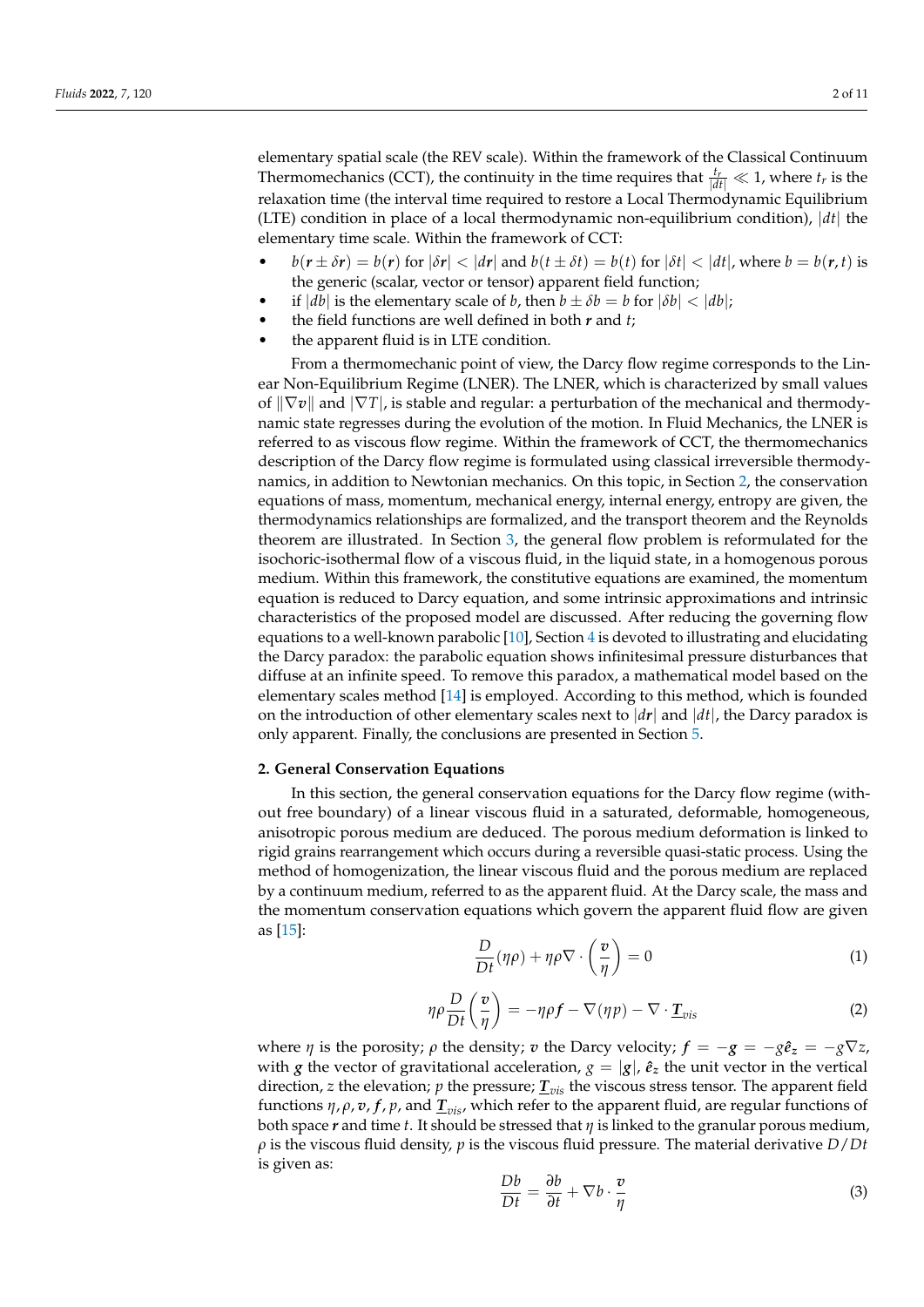elementary spatial scale (the REV scale). Within the framework of the Classical Continuum Thermomechanics (CCT), the continuity in the time requires that $\frac{t_r}{|dt|} \ll 1$, where $t_r$ is the relaxation time (the interval time required to restore a Local Thermodynamic Equilibrium (LTE) condition in place of a local thermodynamic non-equilibrium condition), $|dt|$ the elementary time scale. Within the framework of CCT:

- $b(\boldsymbol{r} \pm \delta \boldsymbol{r}) = b(\boldsymbol{r})$ for $|\delta \boldsymbol{r}| < |d\boldsymbol{r}|$ and $b(t \pm \delta t) = b(t)$ for $|\delta t| < |dt|$, where $b = b(\boldsymbol{r}, t)$ is the generic (scalar, vector or tensor) apparent field function;
- if $|db|$ is the elementary scale of $b$, then $b \pm \delta b = b$ for $|\delta b| < |db|$;
- the field functions are well defined in both $\boldsymbol{r}$ and $t$;
- the apparent fluid is in LTE condition.

From a thermomechanic point of view, the Darcy flow regime corresponds to the Linear Non-Equilibrium Regime (LNER). The LNER, which is characterized by small values of $\|\nabla \boldsymbol{v}\|$ and $|\nabla T|$, is stable and regular: a perturbation of the mechanical and thermodynamic state regresses during the evolution of the motion. In Fluid Mechanics, the LNER is referred to as viscous flow regime. Within the framework of CCT, the thermomechanics description of the Darcy flow regime is formulated using classical irreversible thermodynamics, in addition to Newtonian mechanics. On this topic, in Section 2, the conservation equations of mass, momentum, mechanical energy, internal energy, entropy are given, the thermodynamics relationships are formalized, and the transport theorem and the Reynolds theorem are illustrated. In Section 3, the general flow problem is reformulated for the isochoric-isothermal flow of a viscous fluid, in the liquid state, in a homogenous porous medium. Within this framework, the constitutive equations are examined, the momentum equation is reduced to Darcy equation, and some intrinsic approximations and intrinsic characteristics of the proposed model are discussed. After reducing the governing flow equations to a well-known parabolic [10], Section 4 is devoted to illustrating and elucidating the Darcy paradox: the parabolic equation shows infinitesimal pressure disturbances that diffuse at an infinite speed. To remove this paradox, a mathematical model based on the elementary scales method [14] is employed. According to this method, which is founded on the introduction of other elementary scales next to $|d\boldsymbol{r}|$ and $|dt|$, the Darcy paradox is only apparent. Finally, the conclusions are presented in Section 5.

## 2. General Conservation Equations

In this section, the general conservation equations for the Darcy flow regime (without free boundary) of a linear viscous fluid in a saturated, deformable, homogeneous, anisotropic porous medium are deduced. The porous medium deformation is linked to rigid grains rearrangement which occurs during a reversible quasi-static process. Using the method of homogenization, the linear viscous fluid and the porous medium are replaced by a continuum medium, referred to as the apparent fluid. At the Darcy scale, the mass and the momentum conservation equations which govern the apparent fluid flow are given as [15]:

$$\frac{D}{Dt}(\eta\rho) + \eta\rho\nabla \cdot \left(\frac{\boldsymbol{v}}{\eta}\right) = 0 \tag{1}$$

$$\eta\rho\frac{D}{Dt}\left(\frac{\boldsymbol{v}}{\eta}\right) = -\eta\rho\boldsymbol{f} - \nabla(\eta p) - \nabla \cdot \underline{\boldsymbol{T}}_{vis} \tag{2}$$

where $\eta$ is the porosity; $\rho$ the density; $\boldsymbol{v}$ the Darcy velocity; $\boldsymbol{f} = -\boldsymbol{g} = -g\hat{\boldsymbol{e}}_z = -g\nabla z$, with $\boldsymbol{g}$ the vector of gravitational acceleration, $g = |\boldsymbol{g}|$, $\hat{\boldsymbol{e}}_z$ the unit vector in the vertical direction, $z$ the elevation; $p$ the pressure; $\underline{\boldsymbol{T}}_{vis}$ the viscous stress tensor. The apparent field functions $\eta, \rho, \boldsymbol{v}, \boldsymbol{f}, p$, and $\underline{\boldsymbol{T}}_{vis}$, which refer to the apparent fluid, are regular functions of both space $\boldsymbol{r}$ and time $t$. It should be stressed that $\eta$ is linked to the granular porous medium, $\rho$ is the viscous fluid density, $p$ is the viscous fluid pressure. The material derivative $D/Dt$ is given as:

$$\frac{Db}{Dt} = \frac{\partial b}{\partial t} + \nabla b \cdot \frac{\boldsymbol{v}}{\eta} \tag{3}$$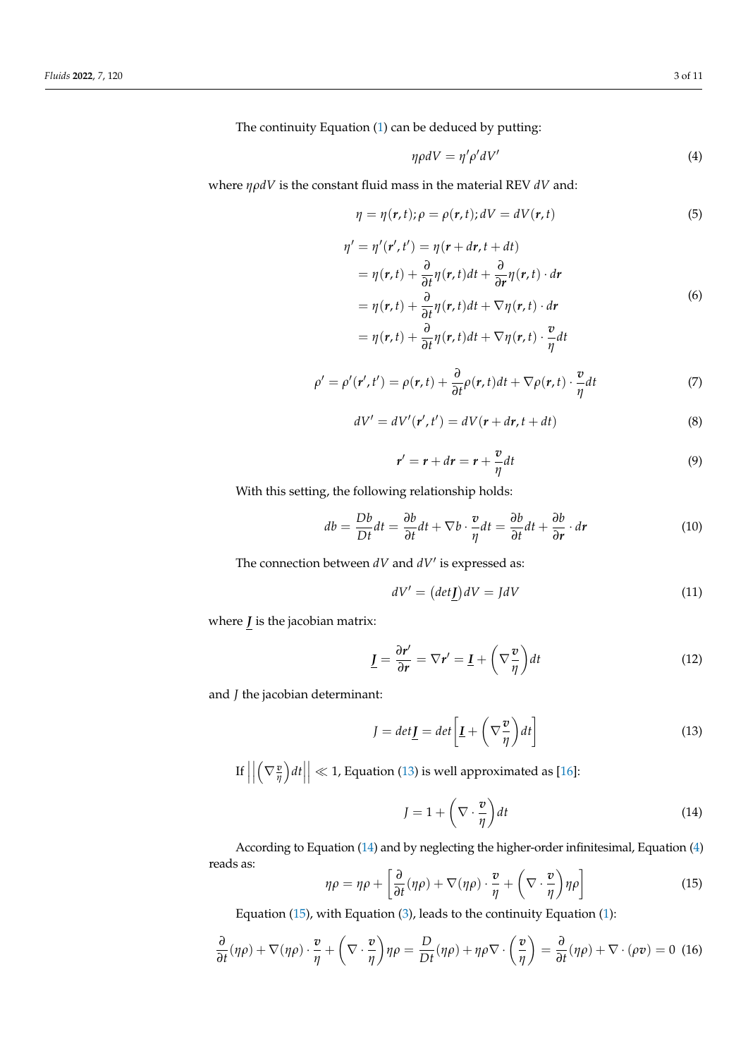The continuity Equation (1) can be deduced by putting:

$$\eta \rho dV = \eta' \rho' dV' \tag{4}$$

where $\eta \rho dV$ is the constant fluid mass in the material REV $dV$ and:

$$\eta = \eta(\boldsymbol{r}, t); \rho = \rho(\boldsymbol{r}, t); dV = dV(\boldsymbol{r}, t) \tag{5}$$

$$\begin{aligned}
\eta' = \eta'(\boldsymbol{r}', t') &= \eta(\boldsymbol{r} + d\boldsymbol{r}, t + dt) \\
&= \eta(\boldsymbol{r}, t) + \frac{\partial}{\partial t}\eta(\boldsymbol{r}, t)dt + \frac{\partial}{\partial \boldsymbol{r}}\eta(\boldsymbol{r}, t) \cdot d\boldsymbol{r} \\
&= \eta(\boldsymbol{r}, t) + \frac{\partial}{\partial t}\eta(\boldsymbol{r}, t)dt + \nabla\eta(\boldsymbol{r}, t) \cdot d\boldsymbol{r} \\
&= \eta(\boldsymbol{r}, t) + \frac{\partial}{\partial t}\eta(\boldsymbol{r}, t)dt + \nabla\eta(\boldsymbol{r}, t) \cdot \frac{\boldsymbol{v}}{\eta}dt
\end{aligned} \tag{6}$$

$$\rho' = \rho'(\boldsymbol{r}', t') = \rho(\boldsymbol{r}, t) + \frac{\partial}{\partial t}\rho(\boldsymbol{r}, t)dt + \nabla\rho(\boldsymbol{r}, t) \cdot \frac{\boldsymbol{v}}{\eta}dt \tag{7}$$

$$dV' = dV'(\boldsymbol{r}', t') = dV(\boldsymbol{r} + d\boldsymbol{r}, t + dt) \tag{8}$$

$$\boldsymbol{r}' = \boldsymbol{r} + d\boldsymbol{r} = \boldsymbol{r} + \frac{\boldsymbol{v}}{\eta}dt \tag{9}$$

With this setting, the following relationship holds:

$$db = \frac{Db}{Dt}dt = \frac{\partial b}{\partial t}dt + \nabla b \cdot \frac{\boldsymbol{v}}{\eta}dt = \frac{\partial b}{\partial t}dt + \frac{\partial b}{\partial \boldsymbol{r}} \cdot d\boldsymbol{r} \tag{10}$$

The connection between $dV$ and $dV'$ is expressed as:

$$dV' = \left(det\underline{\boldsymbol{J}}\right)dV = JdV \tag{11}$$

where $\underline{\boldsymbol{J}}$ is the jacobian matrix:

$$\underline{\boldsymbol{J}} = \frac{\partial \boldsymbol{r}'}{\partial \boldsymbol{r}} = \nabla \boldsymbol{r}' = \underline{\boldsymbol{I}} + \left(\nabla \frac{\boldsymbol{v}}{\eta}\right)dt \tag{12}$$

and $J$ the jacobian determinant:

$$J = det\underline{\boldsymbol{J}} = det\left[\underline{\boldsymbol{I}} + \left(\nabla \frac{\boldsymbol{v}}{\eta}\right)dt\right] \tag{13}$$

If $\left|\left|\left(\nabla \frac{\boldsymbol{v}}{\eta}\right)dt\right|\right| \ll 1$, Equation (13) is well approximated as [16]:

$$J = 1 + \left(\nabla \cdot \frac{\boldsymbol{v}}{\eta}\right)dt \tag{14}$$

According to Equation (14) and by neglecting the higher-order infinitesimal, Equation (4) reads as:

$$\eta\rho = \eta\rho + \left[\frac{\partial}{\partial t}(\eta\rho) + \nabla(\eta\rho) \cdot \frac{\boldsymbol{v}}{\eta} + \left(\nabla \cdot \frac{\boldsymbol{v}}{\eta}\right)\eta\rho\right] \tag{15}$$

Equation (15), with Equation (3), leads to the continuity Equation (1):

$$\frac{\partial}{\partial t}(\eta\rho) + \nabla(\eta\rho) \cdot \frac{\boldsymbol{v}}{\eta} + \left(\nabla \cdot \frac{\boldsymbol{v}}{\eta}\right)\eta\rho = \frac{D}{Dt}(\eta\rho) + \eta\rho\nabla \cdot \left(\frac{\boldsymbol{v}}{\eta}\right) = \frac{\partial}{\partial t}(\eta\rho) + \nabla \cdot (\rho\boldsymbol{v}) = 0 \tag{16}$$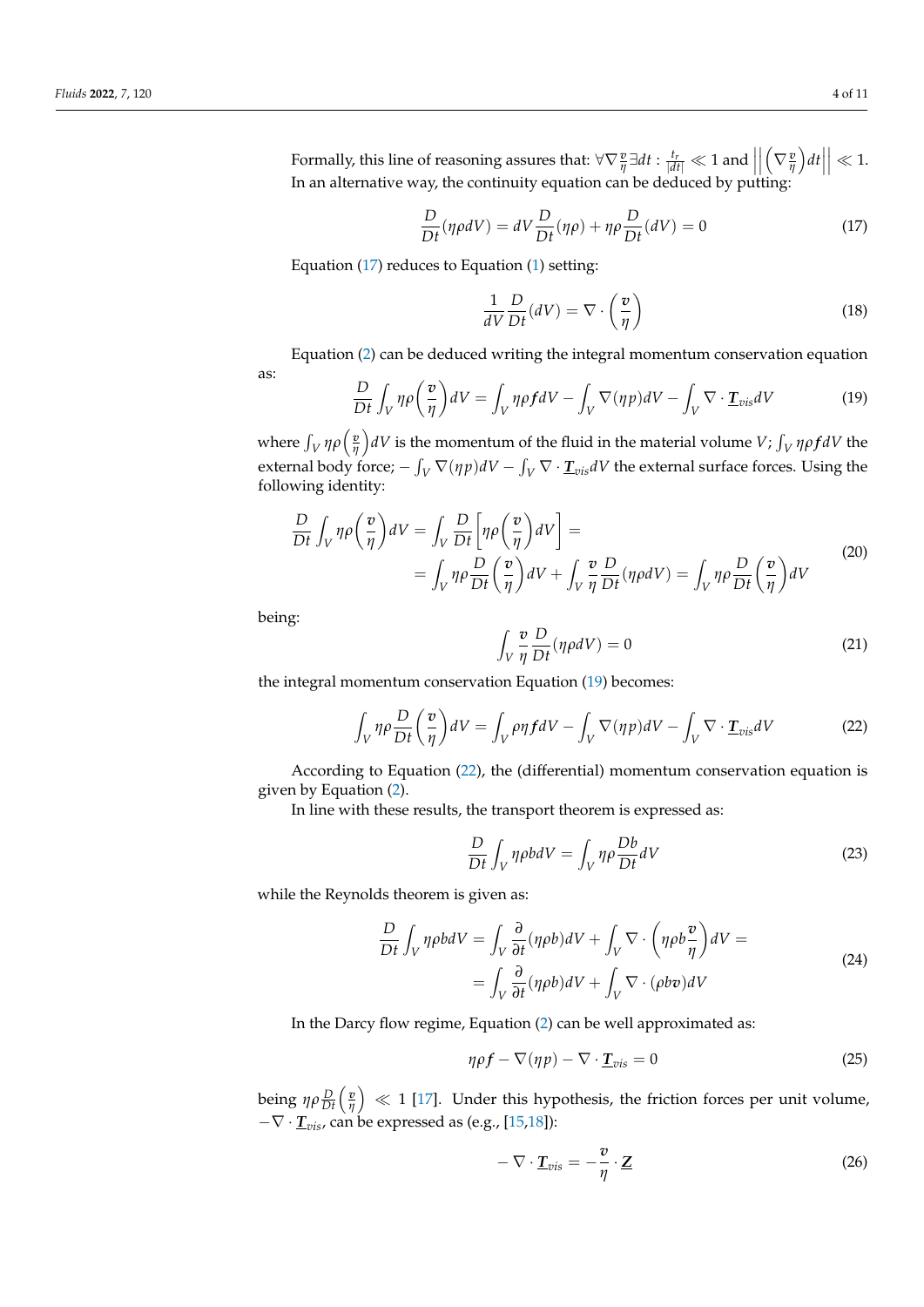Formally, this line of reasoning assures that: $\forall \nabla \frac{v}{\eta} \exists dt : \frac{t_r}{|dt|} \ll 1$ and $\left|\left| \left(\nabla \frac{v}{\eta}\right) dt \right|\right| \ll 1$. In an alternative way, the continuity equation can be deduced by putting:

$$\frac{D}{Dt}(\eta \rho dV) = dV \frac{D}{Dt}(\eta \rho) + \eta \rho \frac{D}{Dt}(dV) = 0 \tag{17}$$

Equation (17) reduces to Equation (1) setting:

$$\frac{1}{dV} \frac{D}{Dt}(dV) = \nabla \cdot \left(\frac{\boldsymbol{v}}{\eta}\right) \tag{18}$$

Equation (2) can be deduced writing the integral momentum conservation equation as:

$$\frac{D}{Dt} \int_V \eta \rho \left(\frac{\boldsymbol{v}}{\eta}\right) dV = \int_V \eta \rho \boldsymbol{f} dV - \int_V \nabla(\eta p) dV - \int_V \nabla \cdot \underline{\boldsymbol{T}}_{vis} dV \tag{19}$$

where $\int_V \eta \rho \left(\frac{v}{\eta}\right) dV$ is the momentum of the fluid in the material volume $V$; $\int_V \eta \rho \boldsymbol{f} dV$ the external body force; $-\int_V \nabla(\eta p) dV - \int_V \nabla \cdot \underline{\boldsymbol{T}}_{vis} dV$ the external surface forces. Using the following identity:

$$\begin{aligned} \frac{D}{Dt} \int_V \eta \rho \left(\frac{\boldsymbol{v}}{\eta}\right) dV &= \int_V \frac{D}{Dt} \left[\eta \rho \left(\frac{\boldsymbol{v}}{\eta}\right) dV\right] = \\ &= \int_V \eta \rho \frac{D}{Dt} \left(\frac{\boldsymbol{v}}{\eta}\right) dV + \int_V \frac{\boldsymbol{v}}{\eta} \frac{D}{Dt}(\eta \rho dV) = \int_V \eta \rho \frac{D}{Dt} \left(\frac{\boldsymbol{v}}{\eta}\right) dV \end{aligned} \tag{20}$$

being:

$$\int_V \frac{\boldsymbol{v}}{\eta} \frac{D}{Dt}(\eta \rho dV) = 0 \tag{21}$$

the integral momentum conservation Equation (19) becomes:

$$\int_V \eta \rho \frac{D}{Dt} \left(\frac{\boldsymbol{v}}{\eta}\right) dV = \int_V \rho \eta \boldsymbol{f} dV - \int_V \nabla(\eta p) dV - \int_V \nabla \cdot \underline{\boldsymbol{T}}_{vis} dV \tag{22}$$

According to Equation (22), the (differential) momentum conservation equation is given by Equation (2).

In line with these results, the transport theorem is expressed as:

$$\frac{D}{Dt} \int_V \eta \rho b dV = \int_V \eta \rho \frac{Db}{Dt} dV \tag{23}$$

while the Reynolds theorem is given as:

$$\begin{aligned} \frac{D}{Dt} \int_V \eta \rho b dV &= \int_V \frac{\partial}{\partial t}(\eta \rho b) dV + \int_V \nabla \cdot \left(\eta \rho b \frac{\boldsymbol{v}}{\eta}\right) dV = \\ &= \int_V \frac{\partial}{\partial t}(\eta \rho b) dV + \int_V \nabla \cdot (\rho b \boldsymbol{v}) dV \end{aligned} \tag{24}$$

In the Darcy flow regime, Equation (2) can be well approximated as:

$$\eta \rho \boldsymbol{f} - \nabla(\eta p) - \nabla \cdot \underline{\boldsymbol{T}}_{vis} = 0 \tag{25}$$

being $\eta \rho \frac{D}{Dt} \left(\frac{v}{\eta}\right) \ll 1$ [17]. Under this hypothesis, the friction forces per unit volume, $-\nabla \cdot \underline{\boldsymbol{T}}_{vis}$, can be expressed as (e.g., [15,18]):

$$-\nabla \cdot \underline{\boldsymbol{T}}_{vis} = -\frac{\boldsymbol{v}}{\eta} \cdot \underline{\boldsymbol{Z}} \tag{26}$$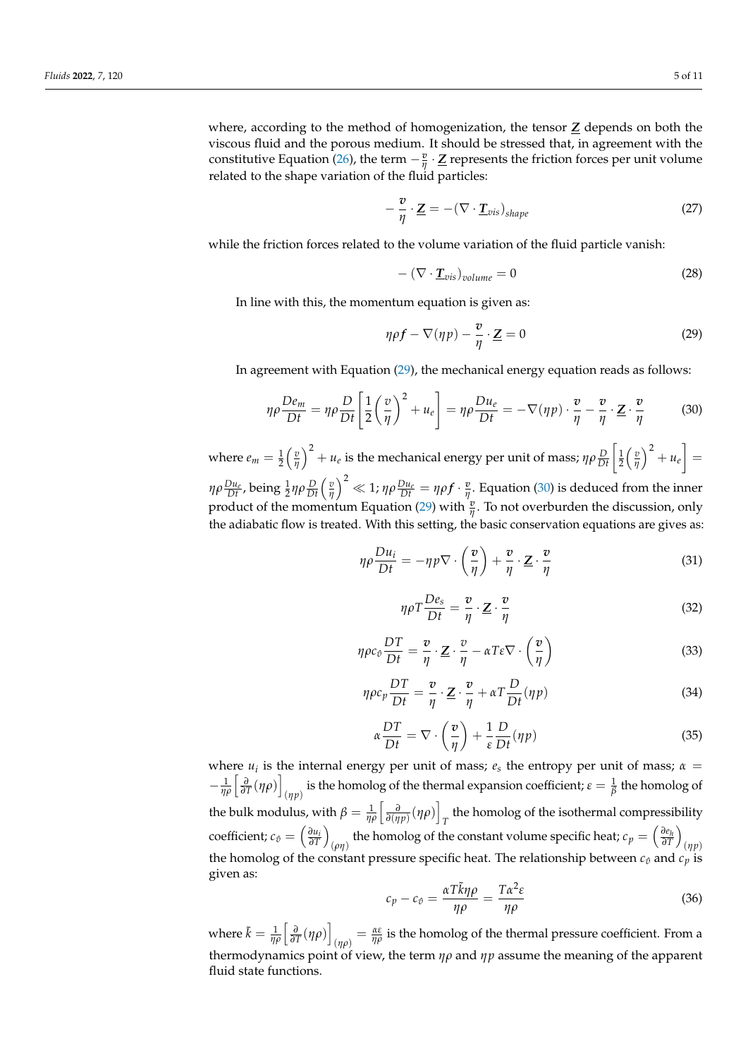where, according to the method of homogenization, the tensor $\underline{\boldsymbol{Z}}$ depends on both the viscous fluid and the porous medium. It should be stressed that, in agreement with the constitutive Equation (26), the term $-\frac{\boldsymbol{v}}{\eta} \cdot \underline{\boldsymbol{Z}}$ represents the friction forces per unit volume related to the shape variation of the fluid particles:

$$
-\frac{\boldsymbol{v}}{\eta} \cdot \underline{\boldsymbol{Z}} = -(\nabla \cdot \underline{\boldsymbol{T}}_{vis})_{shape} \tag{27}
$$

while the friction forces related to the volume variation of the fluid particle vanish:

$$
-(\nabla \cdot \underline{\boldsymbol{T}}_{vis})_{volume} = 0 \tag{28}
$$

In line with this, the momentum equation is given as:

$$
\eta\rho\boldsymbol{f} - \nabla(\eta p) - \frac{\boldsymbol{v}}{\eta} \cdot \underline{\boldsymbol{Z}} = 0 \tag{29}
$$

In agreement with Equation (29), the mechanical energy equation reads as follows:

$$
\eta\rho\frac{De_m}{Dt} = \eta\rho\frac{D}{Dt}\left[\frac{1}{2}\left(\frac{v}{\eta}\right)^2 + u_e\right] = \eta\rho\frac{Du_e}{Dt} = -\nabla(\eta p) \cdot \frac{\boldsymbol{v}}{\eta} - \frac{\boldsymbol{v}}{\eta} \cdot \underline{\boldsymbol{Z}} \cdot \frac{\boldsymbol{v}}{\eta} \tag{30}
$$

where $e_m = \frac{1}{2}\left(\frac{v}{\eta}\right)^2 + u_e$ is the mechanical energy per unit of mass; $\eta\rho\frac{D}{Dt}\left[\frac{1}{2}\left(\frac{v}{\eta}\right)^2 + u_e\right] = \eta\rho\frac{Du_e}{Dt}$, being $\frac{1}{2}\eta\rho\frac{D}{Dt}\left(\frac{v}{\eta}\right)^2 \ll 1$; $\eta\rho\frac{Du_e}{Dt} = \eta\rho\boldsymbol{f} \cdot \frac{v}{\eta}$. Equation (30) is deduced from the inner product of the momentum Equation (29) with $\frac{v}{\eta}$. To not overburden the discussion, only the adiabatic flow is treated. With this setting, the basic conservation equations are gives as:

$$
\eta\rho\frac{Du_i}{Dt} = -\eta p\nabla \cdot \left(\frac{\boldsymbol{v}}{\eta}\right) + \frac{\boldsymbol{v}}{\eta} \cdot \underline{\boldsymbol{Z}} \cdot \frac{\boldsymbol{v}}{\eta} \tag{31}
$$

$$
\eta\rho T\frac{De_s}{Dt} = \frac{\boldsymbol{v}}{\eta} \cdot \underline{\boldsymbol{Z}} \cdot \frac{\boldsymbol{v}}{\eta} \tag{32}
$$

$$
\eta\rho c_\vartheta\frac{DT}{Dt} = \frac{\boldsymbol{v}}{\eta} \cdot \underline{\boldsymbol{Z}} \cdot \frac{v}{\eta} - \alpha T\varepsilon\nabla \cdot \left(\frac{\boldsymbol{v}}{\eta}\right) \tag{33}
$$

$$
\eta\rho c_p\frac{DT}{Dt} = \frac{\boldsymbol{v}}{\eta} \cdot \underline{\boldsymbol{Z}} \cdot \frac{\boldsymbol{v}}{\eta} + \alpha T\frac{D}{Dt}(\eta p) \tag{34}
$$

$$
\alpha\frac{DT}{Dt} = \nabla \cdot \left(\frac{\boldsymbol{v}}{\eta}\right) + \frac{1}{\varepsilon}\frac{D}{Dt}(\eta p) \tag{35}
$$

where $u_i$ is the internal energy per unit of mass; $e_s$ the entropy per unit of mass; $\alpha = -\frac{1}{\eta\rho}\left[\frac{\partial}{\partial T}(\eta\rho)\right]_{(\eta p)}$ is the homolog of the thermal expansion coefficient; $\varepsilon = \frac{1}{\beta}$ the homolog of the bulk modulus, with $\beta = \frac{1}{\eta\rho}\left[\frac{\partial}{\partial(\eta p)}(\eta\rho)\right]_T$ the homolog of the isothermal compressibility coefficient; $c_\vartheta = \left(\frac{\partial u_i}{\partial T}\right)_{(\rho\eta)}$ the homolog of the constant volume specific heat; $c_p = \left(\frac{\partial e_h}{\partial T}\right)_{(\eta p)}$ the homolog of the constant pressure specific heat. The relationship between $c_\vartheta$ and $c_p$ is given as:

$$
c_p - c_\vartheta = \frac{\alpha T\tilde{k}\eta\rho}{\eta\rho} = \frac{T\alpha^2\varepsilon}{\eta\rho} \tag{36}
$$

where $\tilde{k} = \frac{1}{\eta\rho}\left[\frac{\partial}{\partial T}(\eta\rho)\right]_{(\eta\rho)} = \frac{\alpha\varepsilon}{\eta\rho}$ is the homolog of the thermal pressure coefficient. From a thermodynamics point of view, the term $\eta\rho$ and $\eta p$ assume the meaning of the apparent fluid state functions.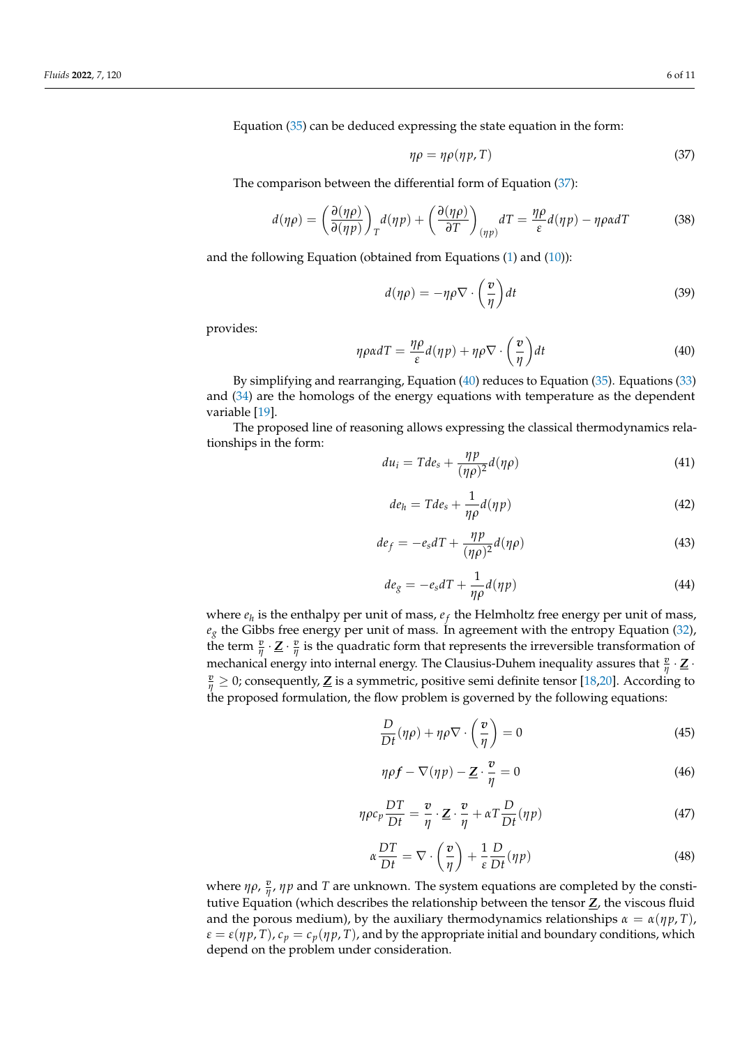Equation (35) can be deduced expressing the state equation in the form:

$$\eta\rho = \eta\rho(\eta p, T) \tag{37}$$

The comparison between the differential form of Equation (37):

$$d(\eta\rho) = \left(\frac{\partial(\eta\rho)}{\partial(\eta p)}\right)_T d(\eta p) + \left(\frac{\partial(\eta\rho)}{\partial T}\right)_{(\eta p)} dT = \frac{\eta\rho}{\varepsilon} d(\eta p) - \eta\rho\alpha dT \tag{38}$$

and the following Equation (obtained from Equations (1) and (10)):

$$d(\eta\rho) = -\eta\rho\nabla \cdot \left(\frac{\boldsymbol{v}}{\eta}\right) dt \tag{39}$$

provides:

$$\eta\rho\alpha dT = \frac{\eta\rho}{\varepsilon} d(\eta p) + \eta\rho\nabla \cdot \left(\frac{\boldsymbol{v}}{\eta}\right) dt \tag{40}$$

By simplifying and rearranging, Equation (40) reduces to Equation (35). Equations (33) and (34) are the homologs of the energy equations with temperature as the dependent variable [19].

The proposed line of reasoning allows expressing the classical thermodynamics relationships in the form:

$$du_i = Tde_s + \frac{\eta p}{(\eta\rho)^2} d(\eta\rho) \tag{41}$$

$$de_h = Tde_s + \frac{1}{\eta\rho} d(\eta p) \tag{42}$$

$$de_f = -e_s dT + \frac{\eta p}{(\eta\rho)^2} d(\eta\rho) \tag{43}$$

$$de_g = -e_s dT + \frac{1}{\eta\rho} d(\eta p) \tag{44}$$

where $e_h$ is the enthalpy per unit of mass, $e_f$ the Helmholtz free energy per unit of mass, $e_g$ the Gibbs free energy per unit of mass. In agreement with the entropy Equation (32), the term $\frac{\boldsymbol{v}}{\eta} \cdot \underline{\boldsymbol{Z}} \cdot \frac{\boldsymbol{v}}{\eta}$ is the quadratic form that represents the irreversible transformation of mechanical energy into internal energy. The Clausius-Duhem inequality assures that $\frac{\boldsymbol{v}}{\eta} \cdot \underline{\boldsymbol{Z}} \cdot \frac{\boldsymbol{v}}{\eta} \geq 0$; consequently, $\underline{\boldsymbol{Z}}$ is a symmetric, positive semi definite tensor [18,20]. According to the proposed formulation, the flow problem is governed by the following equations:

$$\frac{D}{Dt}(\eta\rho) + \eta\rho\nabla \cdot \left(\frac{\boldsymbol{v}}{\eta}\right) = 0 \tag{45}$$

$$\eta\rho\boldsymbol{f} - \nabla(\eta p) - \underline{\boldsymbol{Z}} \cdot \frac{\boldsymbol{v}}{\eta} = 0 \tag{46}$$

$$\eta\rho c_p \frac{DT}{Dt} = \frac{\boldsymbol{v}}{\eta} \cdot \underline{\boldsymbol{Z}} \cdot \frac{\boldsymbol{v}}{\eta} + \alpha T \frac{D}{Dt}(\eta p) \tag{47}$$

$$\alpha \frac{DT}{Dt} = \nabla \cdot \left(\frac{\boldsymbol{v}}{\eta}\right) + \frac{1}{\varepsilon} \frac{D}{Dt}(\eta p) \tag{48}$$

where $\eta\rho$, $\frac{\boldsymbol{v}}{\eta}$, $\eta p$ and $T$ are unknown. The system equations are completed by the constitutive Equation (which describes the relationship between the tensor $\underline{\boldsymbol{Z}}$, the viscous fluid and the porous medium), by the auxiliary thermodynamics relationships $\alpha = \alpha(\eta p, T)$, $\varepsilon = \varepsilon(\eta p, T)$, $c_p = c_p(\eta p, T)$, and by the appropriate initial and boundary conditions, which depend on the problem under consideration.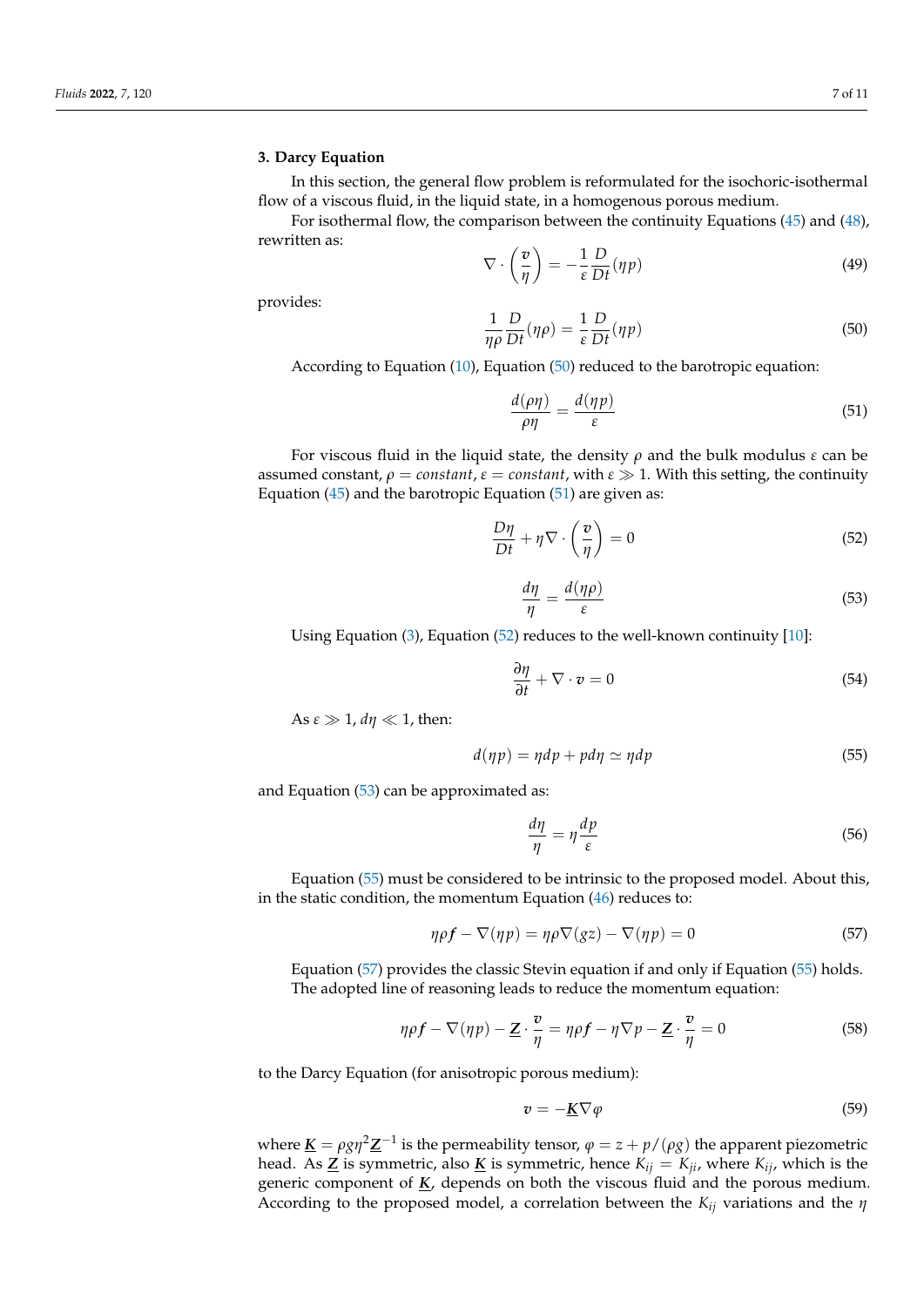## 3. Darcy Equation

In this section, the general flow problem is reformulated for the isochoric-isothermal flow of a viscous fluid, in the liquid state, in a homogenous porous medium.

For isothermal flow, the comparison between the continuity Equations (45) and (48), rewritten as:

$$\nabla \cdot \left( \frac{\boldsymbol{v}}{\eta} \right) = -\frac{1}{\varepsilon} \frac{D}{Dt}(\eta p) \tag{49}$$

provides:

$$\frac{1}{\eta \rho} \frac{D}{Dt}(\eta \rho) = \frac{1}{\varepsilon} \frac{D}{Dt}(\eta p) \tag{50}$$

According to Equation (10), Equation (50) reduced to the barotropic equation:

$$\frac{d(\rho \eta)}{\rho \eta} = \frac{d(\eta p)}{\varepsilon} \tag{51}$$

For viscous fluid in the liquid state, the density $\rho$ and the bulk modulus $\varepsilon$ can be assumed constant, $\rho = constant$, $\varepsilon = constant$, with $\varepsilon \gg 1$. With this setting, the continuity Equation (45) and the barotropic Equation (51) are given as:

$$\frac{D\eta}{Dt} + \eta \nabla \cdot \left( \frac{\boldsymbol{v}}{\eta} \right) = 0 \tag{52}$$

$$\frac{d\eta}{\eta} = \frac{d(\eta \rho)}{\varepsilon} \tag{53}$$

Using Equation (3), Equation (52) reduces to the well-known continuity [10]:

$$\frac{\partial \eta}{\partial t} + \nabla \cdot \boldsymbol{v} = 0 \tag{54}$$

As $\varepsilon \gg 1$, $d\eta \ll 1$, then:

$$d(\eta p) = \eta dp + p d\eta \simeq \eta dp \tag{55}$$

and Equation (53) can be approximated as:

$$\frac{d\eta}{\eta} = \eta \frac{dp}{\varepsilon} \tag{56}$$

Equation (55) must be considered to be intrinsic to the proposed model. About this, in the static condition, the momentum Equation (46) reduces to:

$$\eta \rho \boldsymbol{f} - \nabla(\eta p) = \eta \rho \nabla(gz) - \nabla(\eta p) = 0 \tag{57}$$

Equation (57) provides the classic Stevin equation if and only if Equation (55) holds. The adopted line of reasoning leads to reduce the momentum equation:

$$\eta \rho \boldsymbol{f} - \nabla(\eta p) - \underline{\boldsymbol{Z}} \cdot \frac{\boldsymbol{v}}{\eta} = \eta \rho \boldsymbol{f} - \eta \nabla p - \underline{\boldsymbol{Z}} \cdot \frac{\boldsymbol{v}}{\eta} = 0 \tag{58}$$

to the Darcy Equation (for anisotropic porous medium):

$$\boldsymbol{v} = -\underline{\boldsymbol{K}} \nabla \varphi \tag{59}$$

where $\underline{\boldsymbol{K}} = \rho g \eta^2 \underline{\boldsymbol{Z}}^{-1}$ is the permeability tensor, $\varphi = z + p/(\rho g)$ the apparent piezometric head. As $\underline{\boldsymbol{Z}}$ is symmetric, also $\underline{\boldsymbol{K}}$ is symmetric, hence $K_{ij} = K_{ji}$, where $K_{ij}$, which is the generic component of $\underline{\boldsymbol{K}}$, depends on both the viscous fluid and the porous medium. According to the proposed model, a correlation between the $K_{ij}$ variations and the $\eta$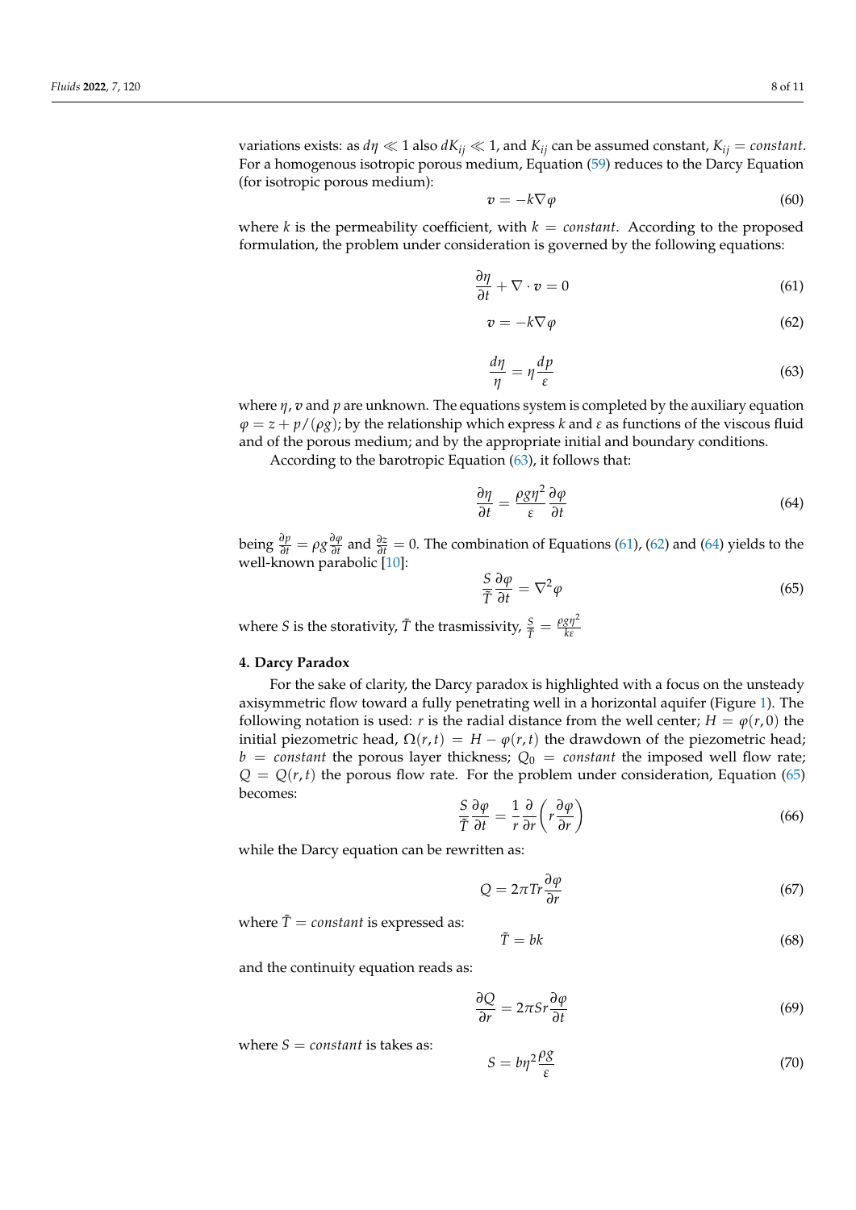variations exists: as $d\eta \ll 1$ also $dK_{ij} \ll 1$, and $K_{ij}$ can be assumed constant, $K_{ij} = constant$. For a homogenous isotropic porous medium, Equation (59) reduces to the Darcy Equation (for isotropic porous medium):

$$\boldsymbol{v} = -k\nabla\varphi \tag{60}$$

where $k$ is the permeability coefficient, with $k = constant$. According to the proposed formulation, the problem under consideration is governed by the following equations:

$$\frac{\partial \eta}{\partial t} + \nabla \cdot \boldsymbol{v} = 0 \tag{61}$$

$$\boldsymbol{v} = -k\nabla\varphi \tag{62}$$

$$\frac{d\eta}{\eta} = \eta\frac{dp}{\varepsilon} \tag{63}$$

where $\eta$, $\boldsymbol{v}$ and $p$ are unknown. The equations system is completed by the auxiliary equation $\varphi = z + p/(\rho g)$; by the relationship which express $k$ and $\varepsilon$ as functions of the viscous fluid and of the porous medium; and by the appropriate initial and boundary conditions.

According to the barotropic Equation (63), it follows that:

$$\frac{\partial \eta}{\partial t} = \frac{\rho g \eta^2}{\varepsilon}\frac{\partial \varphi}{\partial t} \tag{64}$$

being $\frac{\partial p}{\partial t} = \rho g \frac{\partial \varphi}{\partial t}$ and $\frac{\partial z}{\partial t} = 0$. The combination of Equations (61), (62) and (64) yields to the well-known parabolic [10]:

$$\frac{S}{\tilde{T}}\frac{\partial \varphi}{\partial t} = \nabla^2\varphi \tag{65}$$

where $S$ is the storativity, $\tilde{T}$ the trasmissivity, $\frac{S}{\tilde{T}} = \frac{\rho g \eta^2}{k\varepsilon}$

## 4. Darcy Paradox

For the sake of clarity, the Darcy paradox is highlighted with a focus on the unsteady axisymmetric flow toward a fully penetrating well in a horizontal aquifer (Figure 1). The following notation is used: $r$ is the radial distance from the well center; $H = \varphi(r, 0)$ the initial piezometric head, $\Omega(r, t) = H - \varphi(r, t)$ the drawdown of the piezometric head; $b = constant$ the porous layer thickness; $Q_0 = constant$ the imposed well flow rate; $Q = Q(r, t)$ the porous flow rate. For the problem under consideration, Equation (65) becomes:

$$\frac{S}{\tilde{T}}\frac{\partial \varphi}{\partial t} = \frac{1}{r}\frac{\partial}{\partial r}\left(r\frac{\partial \varphi}{\partial r}\right) \tag{66}$$

while the Darcy equation can be rewritten as:

$$Q = 2\pi T r\frac{\partial \varphi}{\partial r} \tag{67}$$

where $\tilde{T} = constant$ is expressed as:

$$\tilde{T} = bk \tag{68}$$

and the continuity equation reads as:

$$\frac{\partial Q}{\partial r} = 2\pi S r\frac{\partial \varphi}{\partial t} \tag{69}$$

where $S = constant$ is takes as:

$$S = b\eta^2\frac{\rho g}{\varepsilon} \tag{70}$$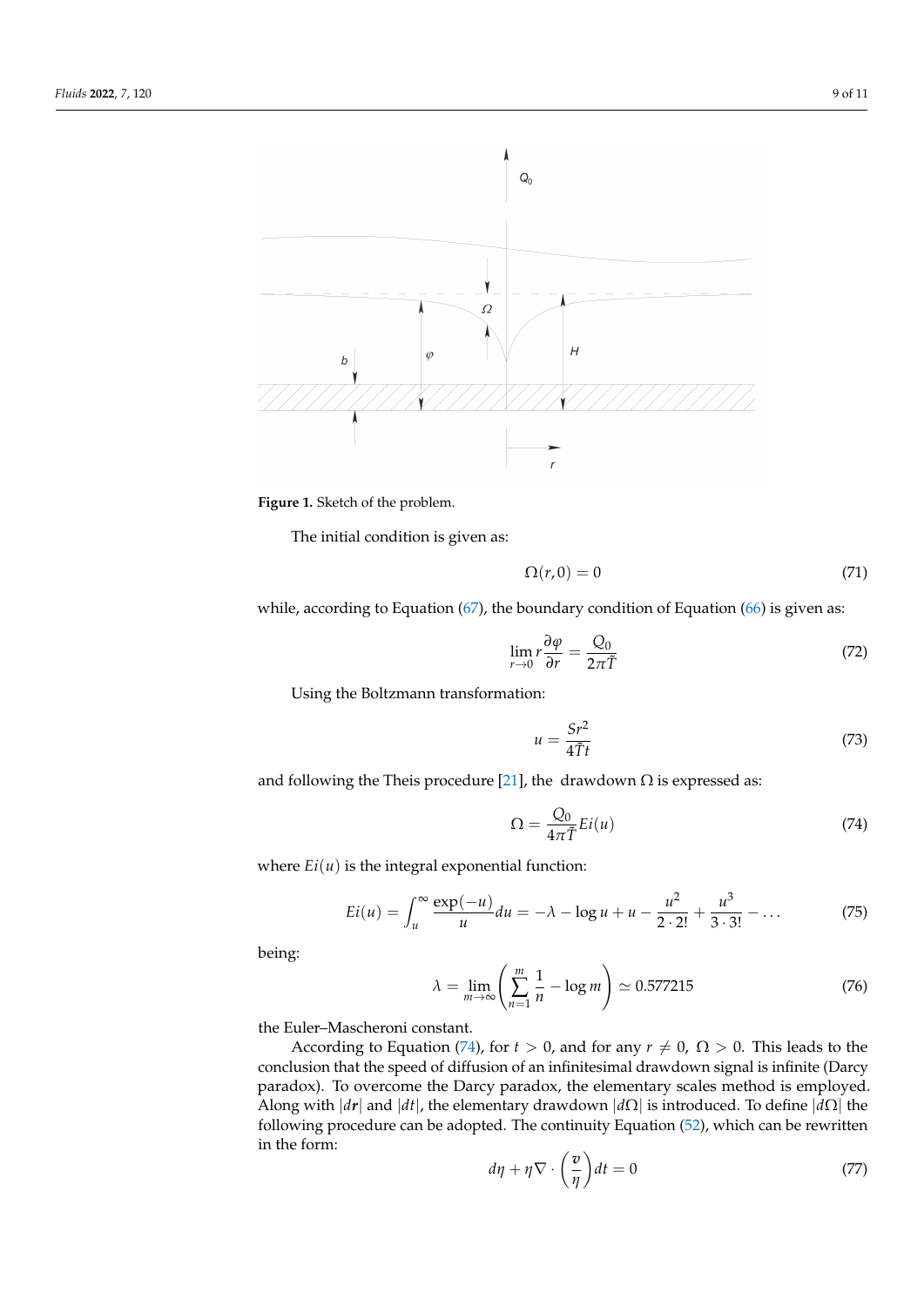**Figure 1.** Sketch of the problem.

The initial condition is given as:

$$\Omega(r, 0) = 0 \tag{71}$$

while, according to Equation (67), the boundary condition of Equation (66) is given as:

$$\lim_{r \to 0} r \frac{\partial \varphi}{\partial r} = \frac{Q_0}{2\pi \tilde{T}} \tag{72}$$

Using the Boltzmann transformation:

$$u = \frac{Sr^2}{4\tilde{T}t} \tag{73}$$

and following the Theis procedure [21], the drawdown $\Omega$ is expressed as:

$$\Omega = \frac{Q_0}{4\pi \tilde{T}} Ei(u) \tag{74}$$

where $Ei(u)$ is the integral exponential function:

$$Ei(u) = \int_u^\infty \frac{\exp(-u)}{u} du = -\lambda - \log u + u - \frac{u^2}{2 \cdot 2!} + \frac{u^3}{3 \cdot 3!} - \ldots \tag{75}$$

being:

$$\lambda = \lim_{m \to \infty} \left( \sum_{n=1}^{m} \frac{1}{n} - \log m \right) \simeq 0.577215 \tag{76}$$

the Euler–Mascheroni constant.

According to Equation (74), for $t > 0$, and for any $r \neq 0$, $\Omega > 0$. This leads to the conclusion that the speed of diffusion of an infinitesimal drawdown signal is infinite (Darcy paradox). To overcome the Darcy paradox, the elementary scales method is employed. Along with $|d\boldsymbol{r}|$ and $|dt|$, the elementary drawdown $|d\Omega|$ is introduced. To define $|d\Omega|$ the following procedure can be adopted. The continuity Equation (52), which can be rewritten in the form:

$$d\eta + \eta \nabla \cdot \left( \frac{\boldsymbol{v}}{\eta} \right) dt = 0 \tag{77}$$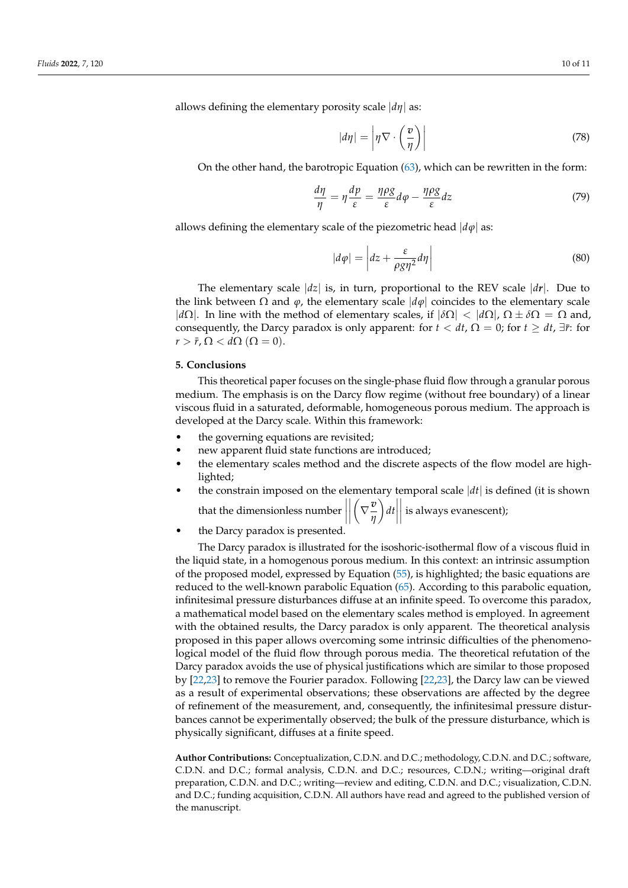allows defining the elementary porosity scale $|d\eta|$ as:

$$|d\eta| = \left|\eta\nabla\cdot\left(\frac{\boldsymbol{v}}{\eta}\right)\right| \tag{78}$$

On the other hand, the barotropic Equation (63), which can be rewritten in the form:

$$\frac{d\eta}{\eta} = \eta\frac{dp}{\varepsilon} = \frac{\eta\rho g}{\varepsilon}d\varphi - \frac{\eta\rho g}{\varepsilon}dz \tag{79}$$

allows defining the elementary scale of the piezometric head $|d\varphi|$ as:

$$|d\varphi| = \left|dz + \frac{\varepsilon}{\rho g\eta^2}d\eta\right| \tag{80}$$

The elementary scale $|dz|$ is, in turn, proportional to the REV scale $|d\boldsymbol{r}|$. Due to the link between $\Omega$ and $\varphi$, the elementary scale $|d\varphi|$ coincides to the elementary scale $|d\Omega|$. In line with the method of elementary scales, if $|\delta\Omega| < |d\Omega|$, $\Omega \pm \delta\Omega = \Omega$ and, consequently, the Darcy paradox is only apparent: for $t < dt$, $\Omega = 0$; for $t \geq dt$, $\exists\bar{r}$: for $r > \bar{r}$, $\Omega < d\Omega$ $(\Omega = 0)$.

## 5. Conclusions

This theoretical paper focuses on the single-phase fluid flow through a granular porous medium. The emphasis is on the Darcy flow regime (without free boundary) of a linear viscous fluid in a saturated, deformable, homogeneous porous medium. The approach is developed at the Darcy scale. Within this framework:

- the governing equations are revisited;
- new apparent fluid state functions are introduced;
- the elementary scales method and the discrete aspects of the flow model are highlighted;
- the constrain imposed on the elementary temporal scale $|dt|$ is defined (it is shown that the dimensionless number $\left\|\left(\nabla\frac{\boldsymbol{v}}{\eta}\right)dt\right\|$ is always evanescent);
- the Darcy paradox is presented.

The Darcy paradox is illustrated for the isoshoric-isothermal flow of a viscous fluid in the liquid state, in a homogenous porous medium. In this context: an intrinsic assumption of the proposed model, expressed by Equation (55), is highlighted; the basic equations are reduced to the well-known parabolic Equation (65). According to this parabolic equation, infinitesimal pressure disturbances diffuse at an infinite speed. To overcome this paradox, a mathematical model based on the elementary scales method is employed. In agreement with the obtained results, the Darcy paradox is only apparent. The theoretical analysis proposed in this paper allows overcoming some intrinsic difficulties of the phenomenological model of the fluid flow through porous media. The theoretical refutation of the Darcy paradox avoids the use of physical justifications which are similar to those proposed by [22,23] to remove the Fourier paradox. Following [22,23], the Darcy law can be viewed as a result of experimental observations; these observations are affected by the degree of refinement of the measurement, and, consequently, the infinitesimal pressure disturbances cannot be experimentally observed; the bulk of the pressure disturbance, which is physically significant, diffuses at a finite speed.

**Author Contributions:** Conceptualization, C.D.N. and D.C.; methodology, C.D.N. and D.C.; software, C.D.N. and D.C.; formal analysis, C.D.N. and D.C.; resources, C.D.N.; writing—original draft preparation, C.D.N. and D.C.; writing—review and editing, C.D.N. and D.C.; visualization, C.D.N. and D.C.; funding acquisition, C.D.N. All authors have read and agreed to the published version of the manuscript.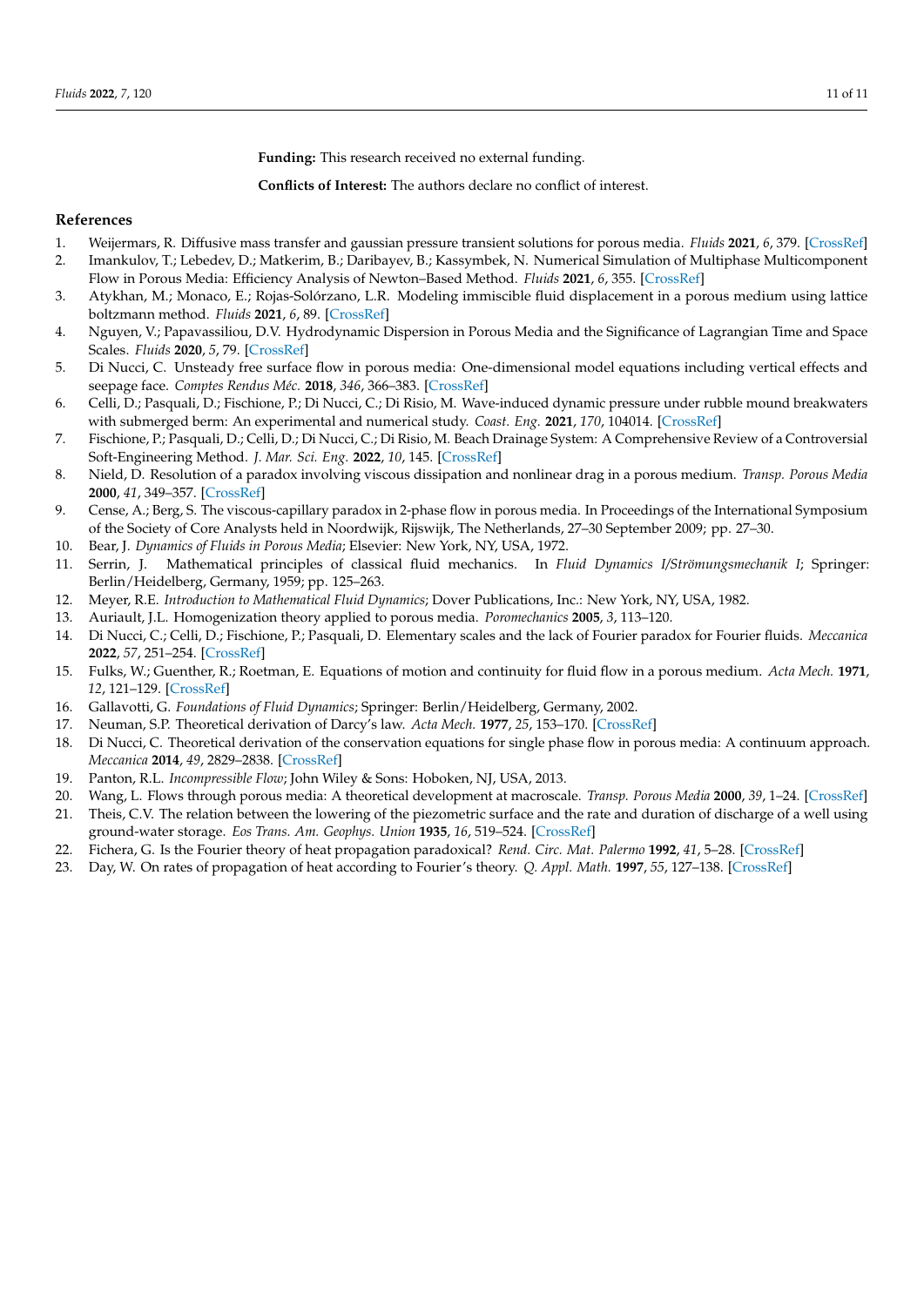**Funding:** This research received no external funding.

**Conflicts of Interest:** The authors declare no conflict of interest.

## References

1. Weijermars, R. Diffusive mass transfer and gaussian pressure transient solutions for porous media. *Fluids* **2021**, *6*, 379. [CrossRef]
2. Imankulov, T.; Lebedev, D.; Matkerim, B.; Daribayev, B.; Kassymbek, N. Numerical Simulation of Multiphase Multicomponent Flow in Porous Media: Efficiency Analysis of Newton–Based Method. *Fluids* **2021**, *6*, 355. [CrossRef]
3. Atykhan, M.; Monaco, E.; Rojas-Solórzano, L.R. Modeling immiscible fluid displacement in a porous medium using lattice boltzmann method. *Fluids* **2021**, *6*, 89. [CrossRef]
4. Nguyen, V.; Papavassiliou, D.V. Hydrodynamic Dispersion in Porous Media and the Significance of Lagrangian Time and Space Scales. *Fluids* **2020**, *5*, 79. [CrossRef]
5. Di Nucci, C. Unsteady free surface flow in porous media: One-dimensional model equations including vertical effects and seepage face. *Comptes Rendus Méc.* **2018**, *346*, 366–383. [CrossRef]
6. Celli, D.; Pasquali, D.; Fischione, P.; Di Nucci, C.; Di Risio, M. Wave-induced dynamic pressure under rubble mound breakwaters with submerged berm: An experimental and numerical study. *Coast. Eng.* **2021**, *170*, 104014. [CrossRef]
7. Fischione, P.; Pasquali, D.; Celli, D.; Di Nucci, C.; Di Risio, M. Beach Drainage System: A Comprehensive Review of a Controversial Soft-Engineering Method. *J. Mar. Sci. Eng.* **2022**, *10*, 145. [CrossRef]
8. Nield, D. Resolution of a paradox involving viscous dissipation and nonlinear drag in a porous medium. *Transp. Porous Media* **2000**, *41*, 349–357. [CrossRef]
9. Cense, A.; Berg, S. The viscous-capillary paradox in 2-phase flow in porous media. In Proceedings of the International Symposium of the Society of Core Analysts held in Noordwijk, Rijswijk, The Netherlands, 27–30 September 2009; pp. 27–30.
10. Bear, J. *Dynamics of Fluids in Porous Media*; Elsevier: New York, NY, USA, 1972.
11. Serrin, J. Mathematical principles of classical fluid mechanics. In *Fluid Dynamics I/Strömungsmechanik I*; Springer: Berlin/Heidelberg, Germany, 1959; pp. 125–263.
12. Meyer, R.E. *Introduction to Mathematical Fluid Dynamics*; Dover Publications, Inc.: New York, NY, USA, 1982.
13. Auriault, J.L. Homogenization theory applied to porous media. *Poromechanics* **2005**, *3*, 113–120.
14. Di Nucci, C.; Celli, D.; Fischione, P.; Pasquali, D. Elementary scales and the lack of Fourier paradox for Fourier fluids. *Meccanica* **2022**, *57*, 251–254. [CrossRef]
15. Fulks, W.; Guenther, R.; Roetman, E. Equations of motion and continuity for fluid flow in a porous medium. *Acta Mech.* **1971**, *12*, 121–129. [CrossRef]
16. Gallavotti, G. *Foundations of Fluid Dynamics*; Springer: Berlin/Heidelberg, Germany, 2002.
17. Neuman, S.P. Theoretical derivation of Darcy's law. *Acta Mech.* **1977**, *25*, 153–170. [CrossRef]
18. Di Nucci, C. Theoretical derivation of the conservation equations for single phase flow in porous media: A continuum approach. *Meccanica* **2014**, *49*, 2829–2838. [CrossRef]
19. Panton, R.L. *Incompressible Flow*; John Wiley & Sons: Hoboken, NJ, USA, 2013.
20. Wang, L. Flows through porous media: A theoretical development at macroscale. *Transp. Porous Media* **2000**, *39*, 1–24. [CrossRef]
21. Theis, C.V. The relation between the lowering of the piezometric surface and the rate and duration of discharge of a well using ground-water storage. *Eos Trans. Am. Geophys. Union* **1935**, *16*, 519–524. [CrossRef]
22. Fichera, G. Is the Fourier theory of heat propagation paradoxical? *Rend. Circ. Mat. Palermo* **1992**, *41*, 5–28. [CrossRef]
23. Day, W. On rates of propagation of heat according to Fourier's theory. *Q. Appl. Math.* **1997**, *55*, 127–138. [CrossRef]